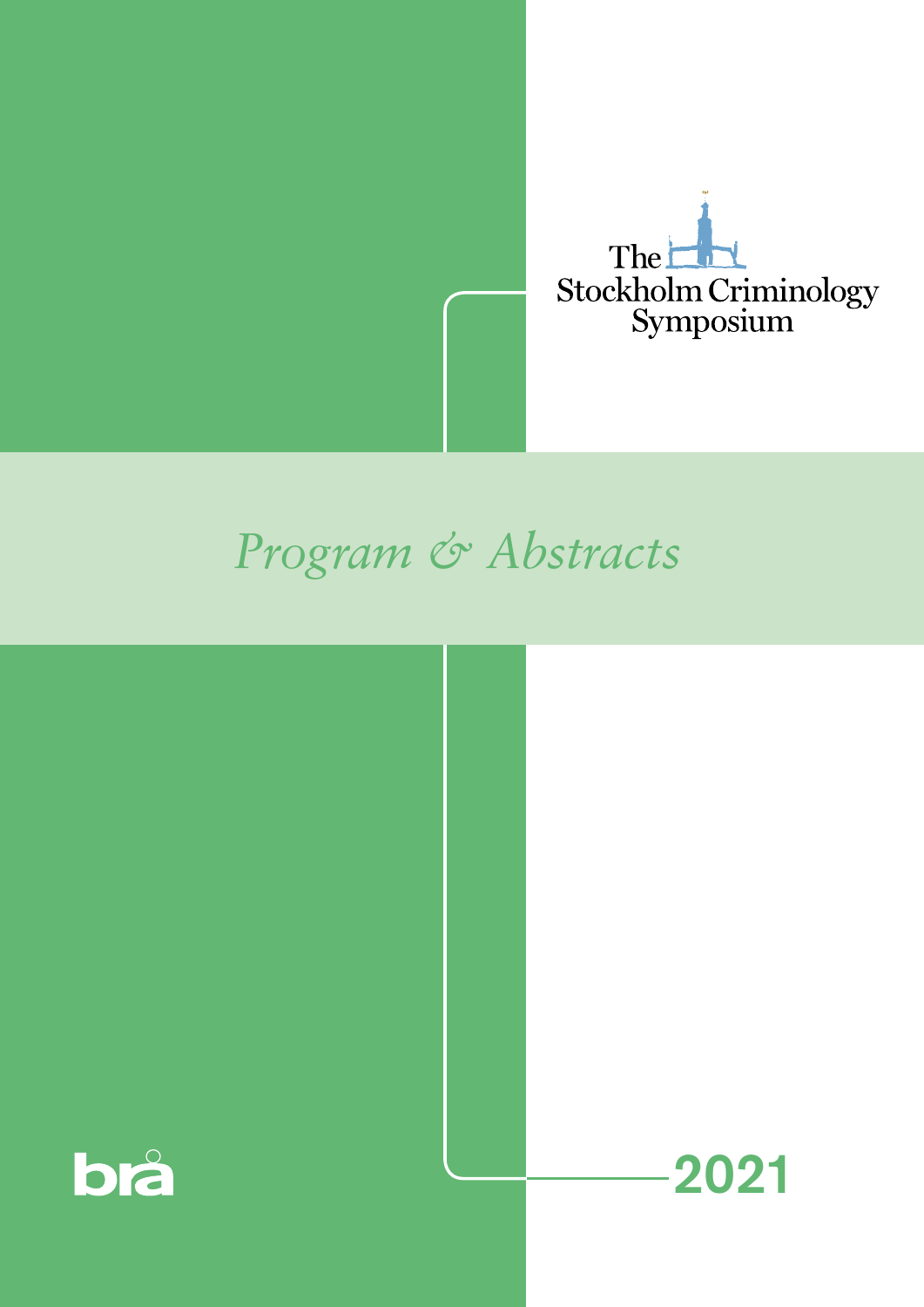# The Stockholm Criminology Symposium

## *Program & Abstracts*

brå

2021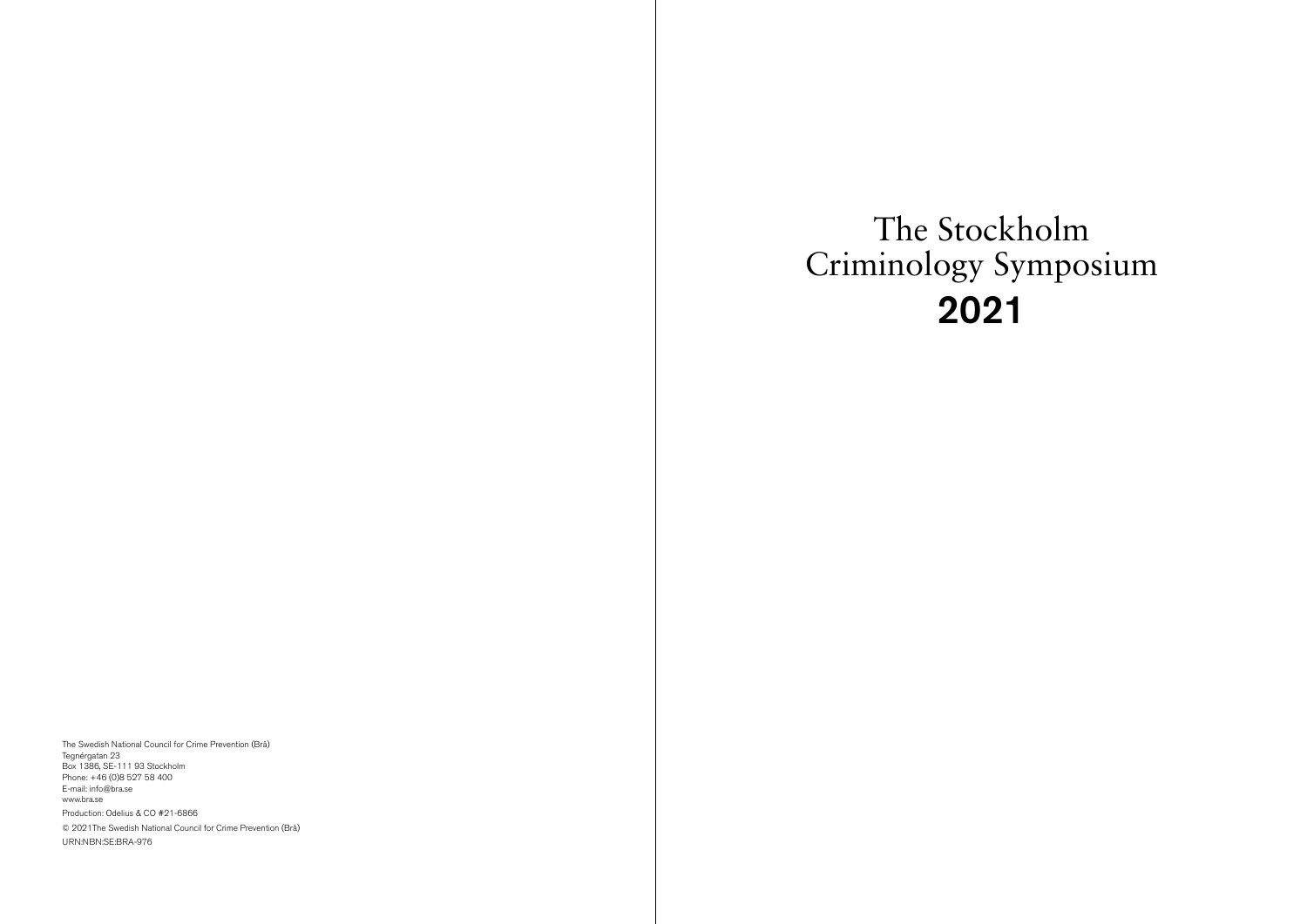The Swedish National Council for Crime Prevention (Brå)
Tegnérgatan 23
Box 1386, SE-111 93 Stockholm
Phone: +46 (0)8 527 58 400
E-mail: info@bra.se
www.bra.se

Production: Odelius & CO #21-6866

© 2021The Swedish National Council for Crime Prevention (Brå)

URN:NBN:SE:BRA-976

# The Stockholm Criminology Symposium **2021**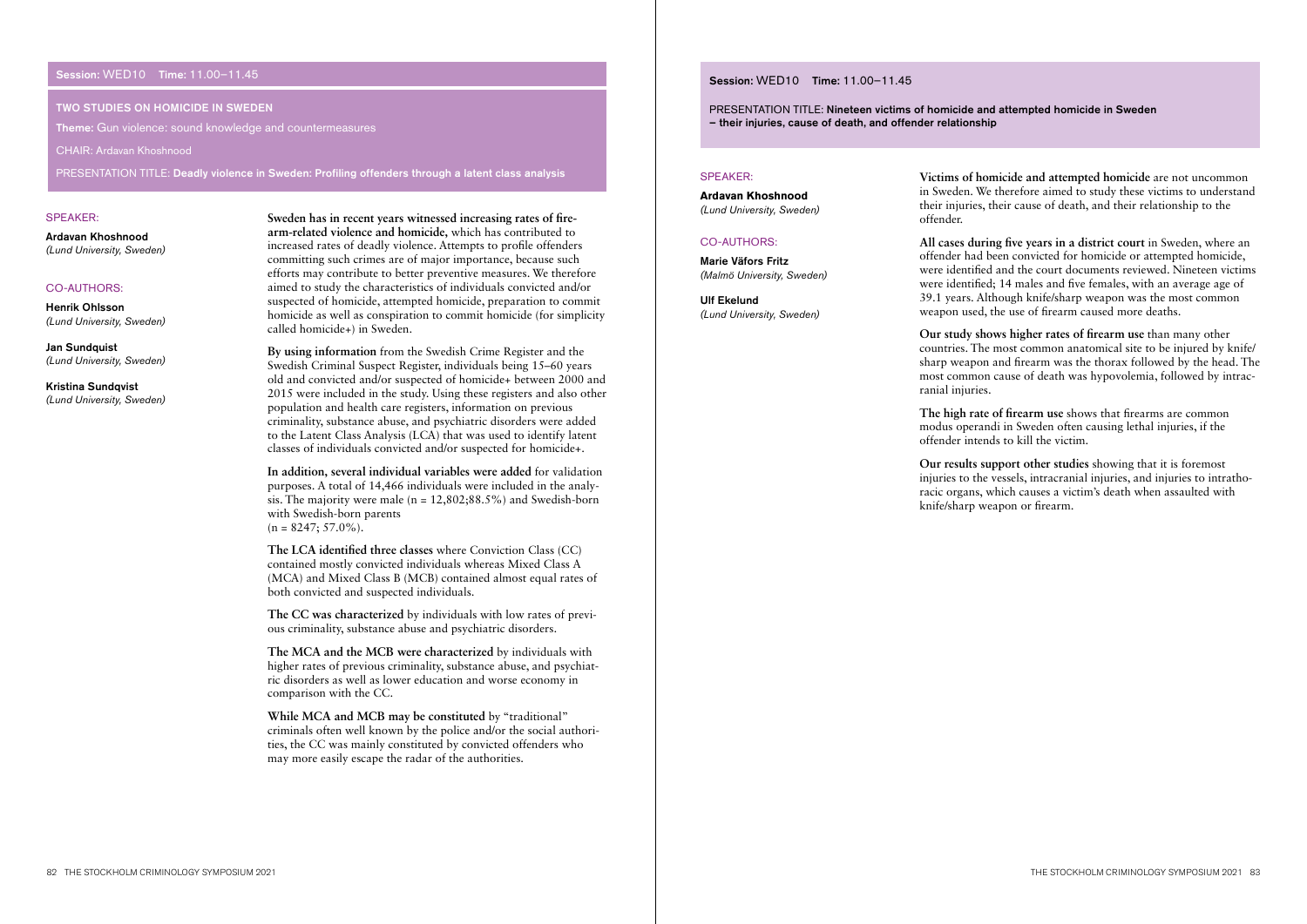**Session:** WED10 **Time:** 11.00–11.45

## TWO STUDIES ON HOMICIDE IN SWEDEN

**Theme:** Gun violence: sound knowledge and countermeasures

CHAIR: Ardavan Khoshnood

PRESENTATION TITLE: **Deadly violence in Sweden: Profiling offenders through a latent class analysis**

SPEAKER:

**Ardavan Khoshnood**
*(Lund University, Sweden)*

CO-AUTHORS:

**Henrik Ohlsson**
*(Lund University, Sweden)*

**Jan Sundquist**
*(Lund University, Sweden)*

**Kristina Sundqvist**
*(Lund University, Sweden)*

**Sweden has in recent years witnessed increasing rates of firearm-related violence and homicide,** which has contributed to increased rates of deadly violence. Attempts to profile offenders committing such crimes are of major importance, because such efforts may contribute to better preventive measures. We therefore aimed to study the characteristics of individuals convicted and/or suspected of homicide, attempted homicide, preparation to commit homicide as well as conspiration to commit homicide (for simplicity called homicide+) in Sweden.

**By using information** from the Swedish Crime Register and the Swedish Criminal Suspect Register, individuals being 15–60 years old and convicted and/or suspected of homicide+ between 2000 and 2015 were included in the study. Using these registers and also other population and health care registers, information on previous criminality, substance abuse, and psychiatric disorders were added to the Latent Class Analysis (LCA) that was used to identify latent classes of individuals convicted and/or suspected for homicide+.

**In addition, several individual variables were added** for validation purposes. A total of 14,466 individuals were included in the analysis. The majority were male (n = 12,802;88.5%) and Swedish-born with Swedish-born parents (n = 8247; 57.0%).

**The LCA identified three classes** where Conviction Class (CC) contained mostly convicted individuals whereas Mixed Class A (MCA) and Mixed Class B (MCB) contained almost equal rates of both convicted and suspected individuals.

**The CC was characterized** by individuals with low rates of previous criminality, substance abuse and psychiatric disorders.

**The MCA and the MCB were characterized** by individuals with higher rates of previous criminality, substance abuse, and psychiatric disorders as well as lower education and worse economy in comparison with the CC.

**While MCA and MCB may be constituted** by "traditional" criminals often well known by the police and/or the social authorities, the CC was mainly constituted by convicted offenders who may more easily escape the radar of the authorities.

**Session:** WED10 **Time:** 11.00–11.45

PRESENTATION TITLE: **Nineteen victims of homicide and attempted homicide in Sweden – their injuries, cause of death, and offender relationship**

SPEAKER:

**Ardavan Khoshnood**
*(Lund University, Sweden)*

CO-AUTHORS:

**Marie Väfors Fritz**
*(Malmö University, Sweden)*

**Ulf Ekelund**
*(Lund University, Sweden)*

**Victims of homicide and attempted homicide** are not uncommon in Sweden. We therefore aimed to study these victims to understand their injuries, their cause of death, and their relationship to the offender.

**All cases during five years in a district court** in Sweden, where an offender had been convicted for homicide or attempted homicide, were identified and the court documents reviewed. Nineteen victims were identified; 14 males and five females, with an average age of 39.1 years. Although knife/sharp weapon was the most common weapon used, the use of firearm caused more deaths.

**Our study shows higher rates of firearm use** than many other countries. The most common anatomical site to be injured by knife/sharp weapon and firearm was the thorax followed by the head. The most common cause of death was hypovolemia, followed by intracranial injuries.

**The high rate of firearm use** shows that firearms are common modus operandi in Sweden often causing lethal injuries, if the offender intends to kill the victim.

**Our results support other studies** showing that it is foremost injuries to the vessels, intracranial injuries, and injuries to intrathoracic organs, which causes a victim's death when assaulted with knife/sharp weapon or firearm.